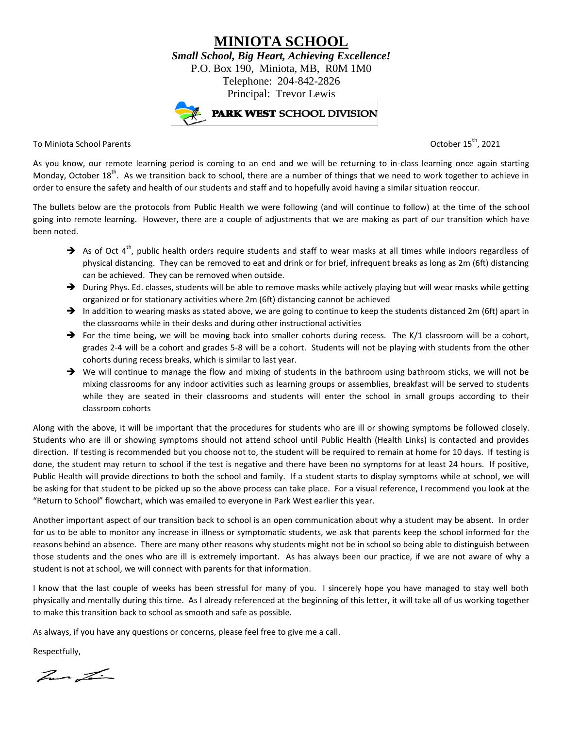# MINIOTA SCHOOL

***Small School, Big Heart, Achieving Excellence!***

P.O. Box 190, Miniota, MB, R0M 1M0

Telephone: 204-842-2826

Principal: Trevor Lewis

**PARK WEST** SCHOOL DIVISION

To Miniota School Parents

October 15th, 2021

As you know, our remote learning period is coming to an end and we will be returning to in-class learning once again starting Monday, October 18th. As we transition back to school, there are a number of things that we need to work together to achieve in order to ensure the safety and health of our students and staff and to hopefully avoid having a similar situation reoccur.

The bullets below are the protocols from Public Health we were following (and will continue to follow) at the time of the school going into remote learning. However, there are a couple of adjustments that we are making as part of our transition which have been noted.

- As of Oct 4th, public health orders require students and staff to wear masks at all times while indoors regardless of physical distancing. They can be removed to eat and drink or for brief, infrequent breaks as long as 2m (6ft) distancing can be achieved. They can be removed when outside.
- During Phys. Ed. classes, students will be able to remove masks while actively playing but will wear masks while getting organized or for stationary activities where 2m (6ft) distancing cannot be achieved
- In addition to wearing masks as stated above, we are going to continue to keep the students distanced 2m (6ft) apart in the classrooms while in their desks and during other instructional activities
- For the time being, we will be moving back into smaller cohorts during recess. The K/1 classroom will be a cohort, grades 2-4 will be a cohort and grades 5-8 will be a cohort. Students will not be playing with students from the other cohorts during recess breaks, which is similar to last year.
- We will continue to manage the flow and mixing of students in the bathroom using bathroom sticks, we will not be mixing classrooms for any indoor activities such as learning groups or assemblies, breakfast will be served to students while they are seated in their classrooms and students will enter the school in small groups according to their classroom cohorts

Along with the above, it will be important that the procedures for students who are ill or showing symptoms be followed closely. Students who are ill or showing symptoms should not attend school until Public Health (Health Links) is contacted and provides direction. If testing is recommended but you choose not to, the student will be required to remain at home for 10 days. If testing is done, the student may return to school if the test is negative and there have been no symptoms for at least 24 hours. If positive, Public Health will provide directions to both the school and family. If a student starts to display symptoms while at school, we will be asking for that student to be picked up so the above process can take place. For a visual reference, I recommend you look at the "Return to School" flowchart, which was emailed to everyone in Park West earlier this year.

Another important aspect of our transition back to school is an open communication about why a student may be absent. In order for us to be able to monitor any increase in illness or symptomatic students, we ask that parents keep the school informed for the reasons behind an absence. There are many other reasons why students might not be in school so being able to distinguish between those students and the ones who are ill is extremely important. As has always been our practice, if we are not aware of why a student is not at school, we will connect with parents for that information.

I know that the last couple of weeks has been stressful for many of you. I sincerely hope you have managed to stay well both physically and mentally during this time. As I already referenced at the beginning of this letter, it will take all of us working together to make this transition back to school as smooth and safe as possible.

As always, if you have any questions or concerns, please feel free to give me a call.

Respectfully,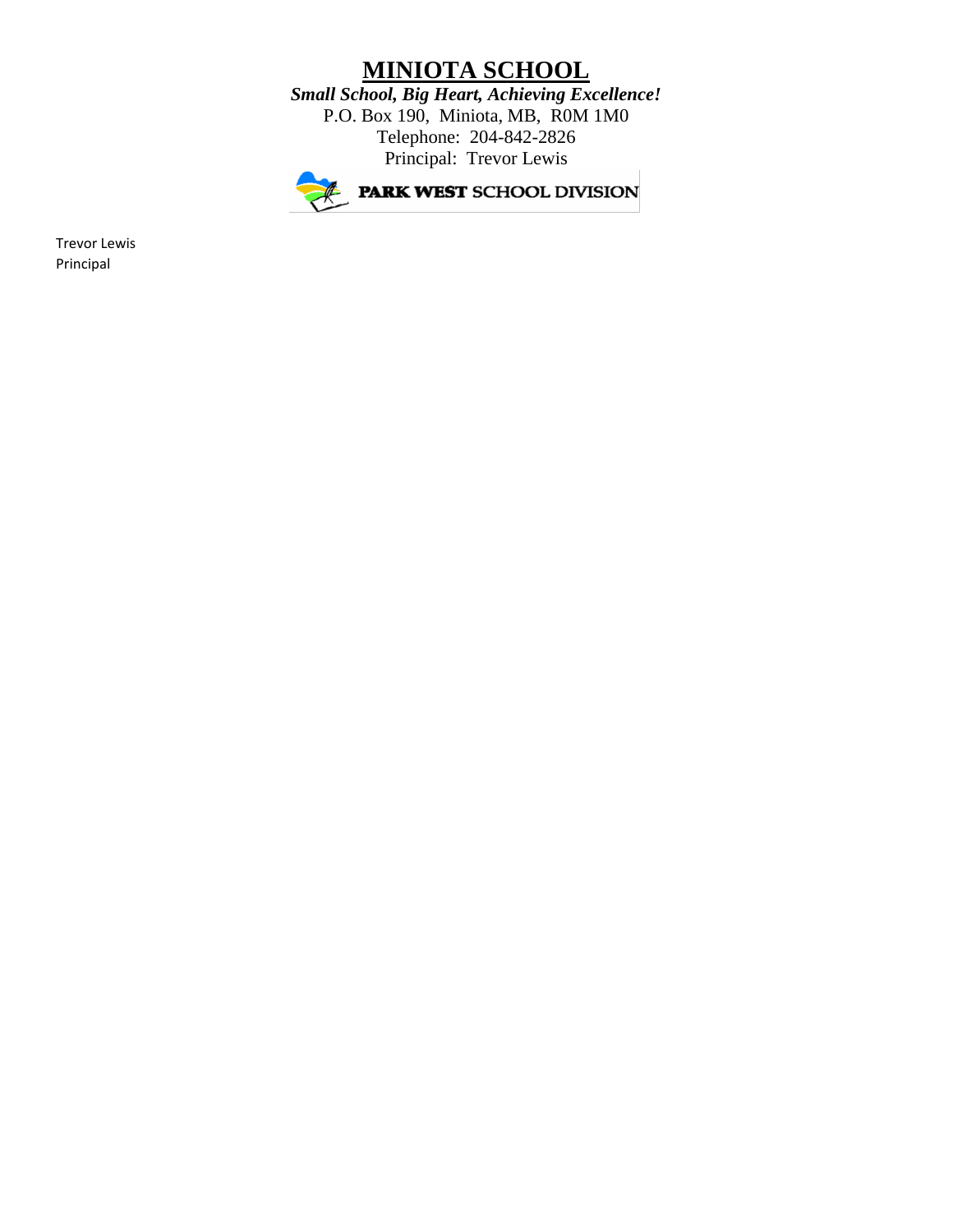# MINIOTA SCHOOL

***Small School, Big Heart, Achieving Excellence!***

P.O. Box 190, Miniota, MB, R0M 1M0

Telephone: 204-842-2826

Principal: Trevor Lewis

**PARK WEST** SCHOOL DIVISION

Trevor Lewis
Principal